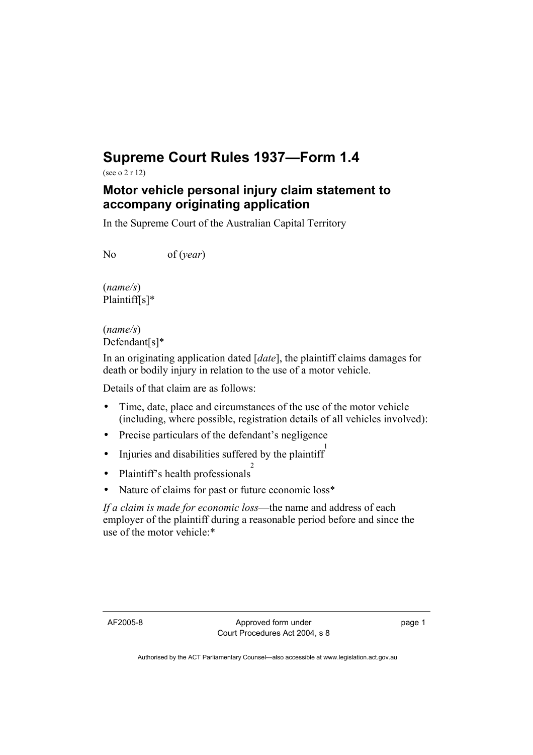# Supreme Court Rules 1937—Form 1.4

(see o 2 r 12)

## Motor vehicle personal injury claim statement to accompany originating application

In the Supreme Court of the Australian Capital Territory

No of (*year*)

(*name/s*)
Plaintiff[s]*

(*name/s*)
Defendant[s]*

In an originating application dated [*date*], the plaintiff claims damages for death or bodily injury in relation to the use of a motor vehicle.

Details of that claim are as follows:

- Time, date, place and circumstances of the use of the motor vehicle (including, where possible, registration details of all vehicles involved):
- Precise particulars of the defendant's negligence
- Injuries and disabilities suffered by the plaintiff[1]
- Plaintiff's health professionals[2]
- Nature of claims for past or future economic loss*

*If a claim is made for economic loss*—the name and address of each employer of the plaintiff during a reasonable period before and since the use of the motor vehicle:*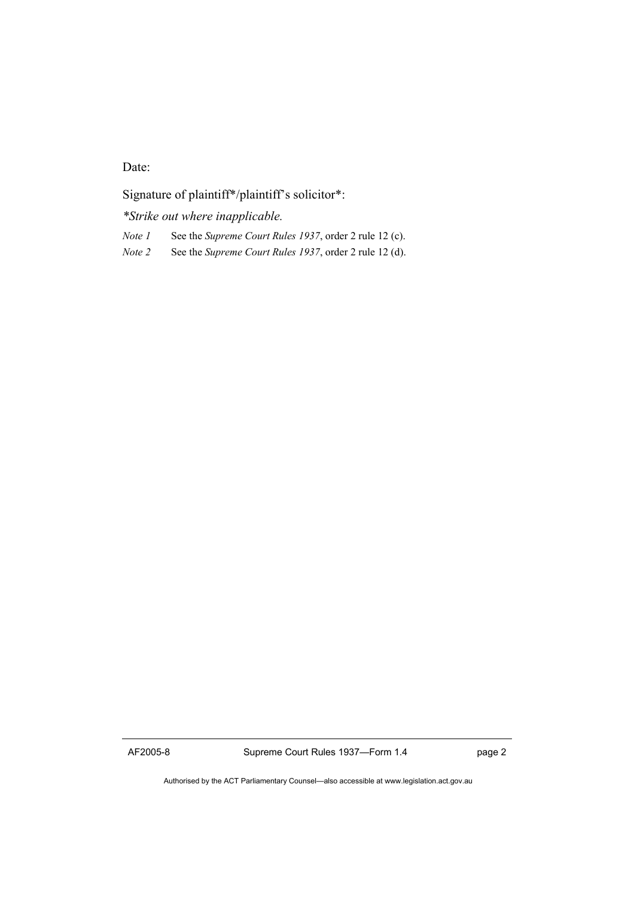Date:

Signature of plaintiff*/plaintiff's solicitor*:

*\*Strike out where inapplicable.*

*Note 1* See the *Supreme Court Rules 1937*, order 2 rule 12 (c).

*Note 2* See the *Supreme Court Rules 1937*, order 2 rule 12 (d).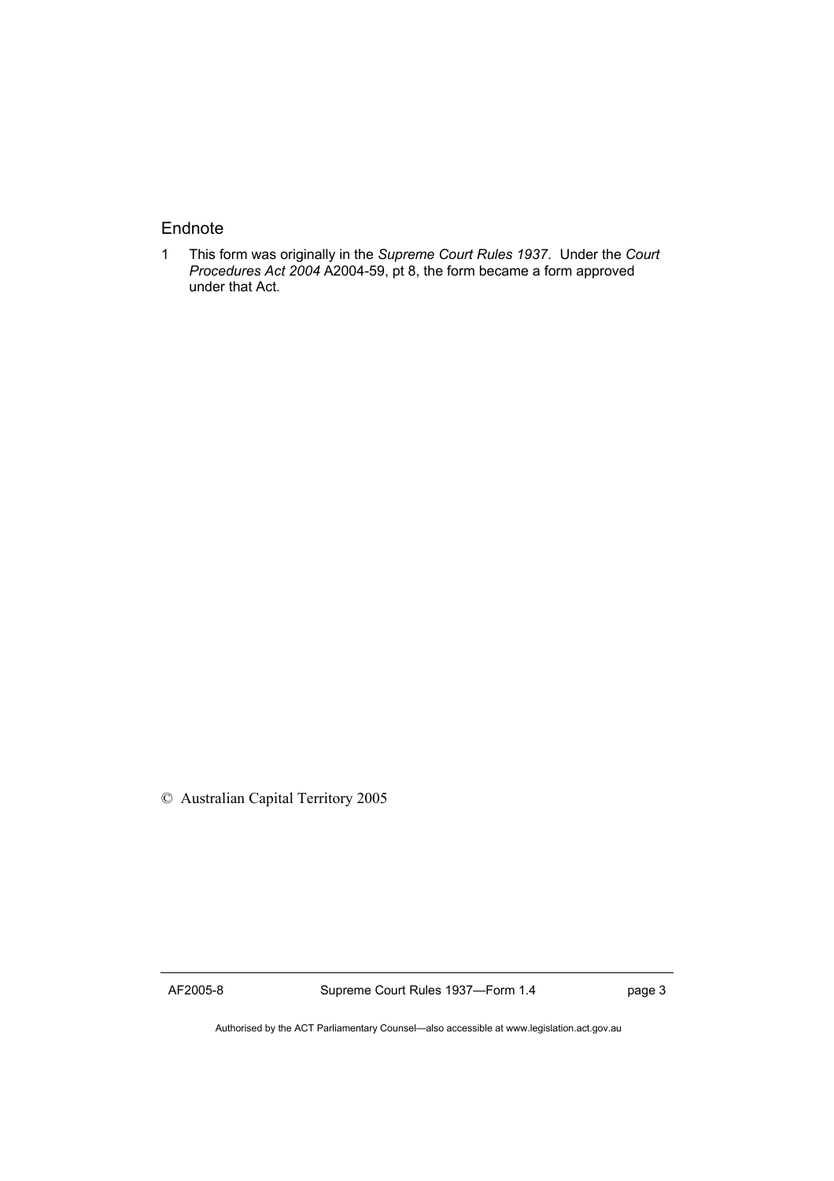## Endnote

1 This form was originally in the *Supreme Court Rules 1937*. Under the *Court Procedures Act 2004* A2004-59, pt 8, the form became a form approved under that Act.

© Australian Capital Territory 2005